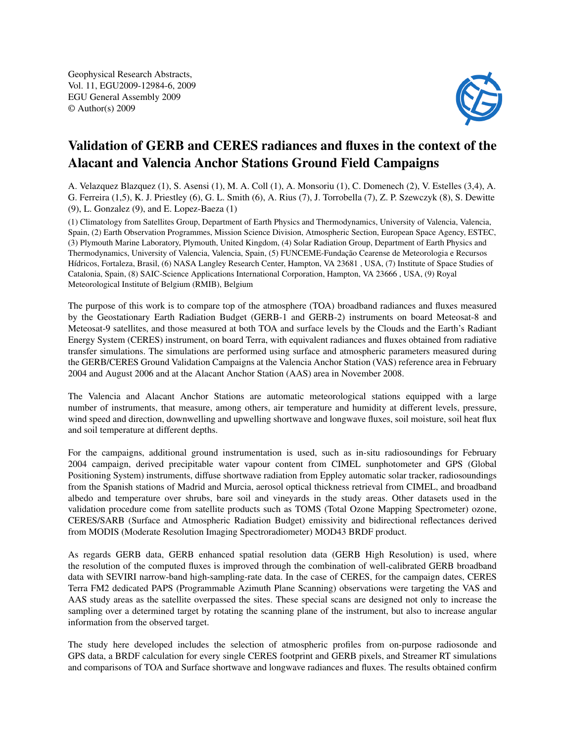Geophysical Research Abstracts,
Vol. 11, EGU2009-12984-6, 2009
EGU General Assembly 2009
© Author(s) 2009

# Validation of GERB and CERES radiances and fluxes in the context of the Alacant and Valencia Anchor Stations Ground Field Campaigns

A. Velazquez Blazquez (1), S. Asensi (1), M. A. Coll (1), A. Monsoriu (1), C. Domenech (2), V. Estelles (3,4), A. G. Ferreira (1,5), K. J. Priestley (6), G. L. Smith (6), A. Rius (7), J. Torrobella (7), Z. P. Szewczyk (8), S. Dewitte (9), L. Gonzalez (9), and E. Lopez-Baeza (1)

(1) Climatology from Satellites Group, Department of Earth Physics and Thermodynamics, University of Valencia, Valencia, Spain, (2) Earth Observation Programmes, Mission Science Division, Atmospheric Section, European Space Agency, ESTEC, (3) Plymouth Marine Laboratory, Plymouth, United Kingdom, (4) Solar Radiation Group, Department of Earth Physics and Thermodynamics, University of Valencia, Valencia, Spain, (5) FUNCEME-Fundação Cearense de Meteorologia e Recursos Hídricos, Fortaleza, Brasil, (6) NASA Langley Research Center, Hampton, VA 23681 , USA, (7) Institute of Space Studies of Catalonia, Spain, (8) SAIC-Science Applications International Corporation, Hampton, VA 23666 , USA, (9) Royal Meteorological Institute of Belgium (RMIB), Belgium

The purpose of this work is to compare top of the atmosphere (TOA) broadband radiances and fluxes measured by the Geostationary Earth Radiation Budget (GERB-1 and GERB-2) instruments on board Meteosat-8 and Meteosat-9 satellites, and those measured at both TOA and surface levels by the Clouds and the Earth's Radiant Energy System (CERES) instrument, on board Terra, with equivalent radiances and fluxes obtained from radiative transfer simulations. The simulations are performed using surface and atmospheric parameters measured during the GERB/CERES Ground Validation Campaigns at the Valencia Anchor Station (VAS) reference area in February 2004 and August 2006 and at the Alacant Anchor Station (AAS) area in November 2008.

The Valencia and Alacant Anchor Stations are automatic meteorological stations equipped with a large number of instruments, that measure, among others, air temperature and humidity at different levels, pressure, wind speed and direction, downwelling and upwelling shortwave and longwave fluxes, soil moisture, soil heat flux and soil temperature at different depths.

For the campaigns, additional ground instrumentation is used, such as in-situ radiosoundings for February 2004 campaign, derived precipitable water vapour content from CIMEL sunphotometer and GPS (Global Positioning System) instruments, diffuse shortwave radiation from Eppley automatic solar tracker, radiosoundings from the Spanish stations of Madrid and Murcia, aerosol optical thickness retrieval from CIMEL, and broadband albedo and temperature over shrubs, bare soil and vineyards in the study areas. Other datasets used in the validation procedure come from satellite products such as TOMS (Total Ozone Mapping Spectrometer) ozone, CERES/SARB (Surface and Atmospheric Radiation Budget) emissivity and bidirectional reflectances derived from MODIS (Moderate Resolution Imaging Spectroradiometer) MOD43 BRDF product.

As regards GERB data, GERB enhanced spatial resolution data (GERB High Resolution) is used, where the resolution of the computed fluxes is improved through the combination of well-calibrated GERB broadband data with SEVIRI narrow-band high-sampling-rate data. In the case of CERES, for the campaign dates, CERES Terra FM2 dedicated PAPS (Programmable Azimuth Plane Scanning) observations were targeting the VAS and AAS study areas as the satellite overpassed the sites. These special scans are designed not only to increase the sampling over a determined target by rotating the scanning plane of the instrument, but also to increase angular information from the observed target.

The study here developed includes the selection of atmospheric profiles from on-purpose radiosonde and GPS data, a BRDF calculation for every single CERES footprint and GERB pixels, and Streamer RT simulations and comparisons of TOA and Surface shortwave and longwave radiances and fluxes. The results obtained confirm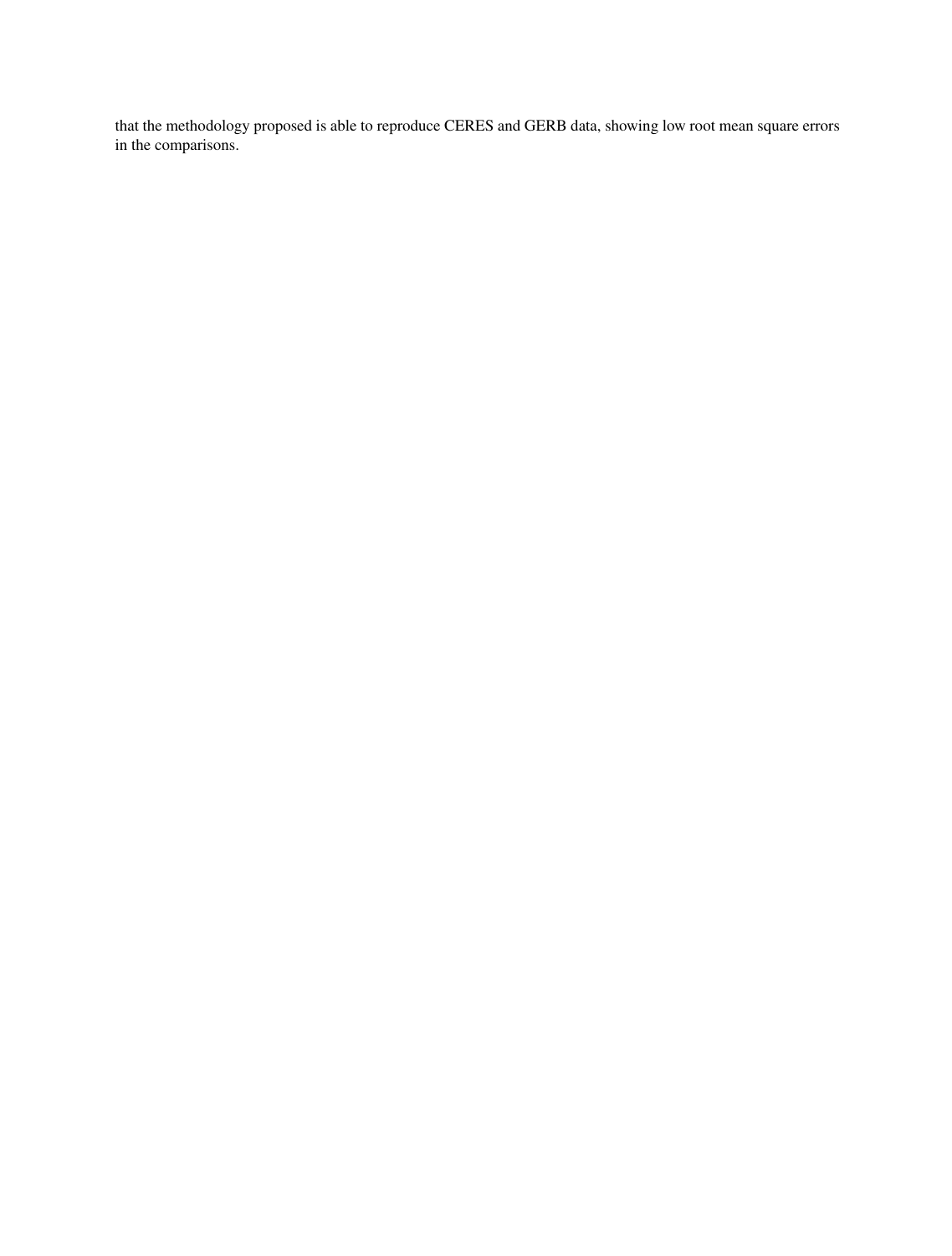that the methodology proposed is able to reproduce CERES and GERB data, showing low root mean square errors in the comparisons.